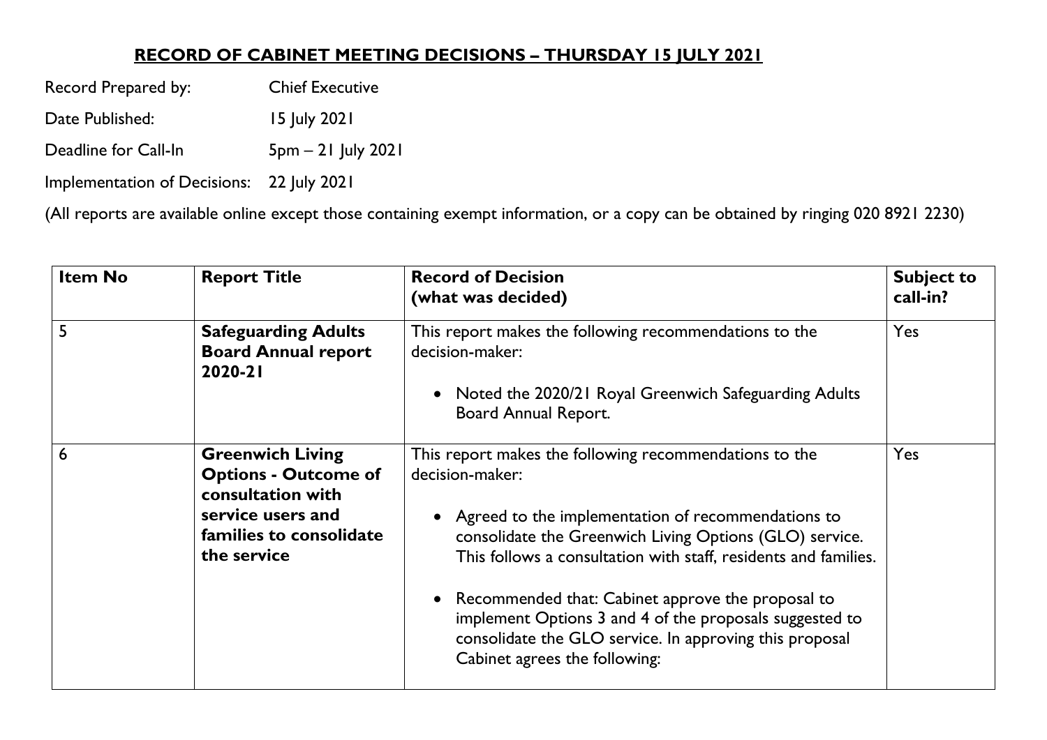# RECORD OF CABINET MEETING DECISIONS – THURSDAY 15 JULY 2021

Record Prepared by: Chief Executive

Date Published: 15 July 2021

Deadline for Call-In 5pm – 21 July 2021

Implementation of Decisions: 22 July 2021

(All reports are available online except those containing exempt information, or a copy can be obtained by ringing 020 8921 2230)

| Item No | Report Title | Record of Decision<br>(what was decided) | Subject to call-in? |
|---|---|---|---|
| 5 | **Safeguarding Adults Board Annual report 2020-21** | This report makes the following recommendations to the decision-maker:<br><br>• Noted the 2020/21 Royal Greenwich Safeguarding Adults Board Annual Report. | Yes |
| 6 | **Greenwich Living Options - Outcome of consultation with service users and families to consolidate the service** | This report makes the following recommendations to the decision-maker:<br><br>• Agreed to the implementation of recommendations to consolidate the Greenwich Living Options (GLO) service. This follows a consultation with staff, residents and families.<br><br>• Recommended that: Cabinet approve the proposal to implement Options 3 and 4 of the proposals suggested to consolidate the GLO service. In approving this proposal Cabinet agrees the following: | Yes |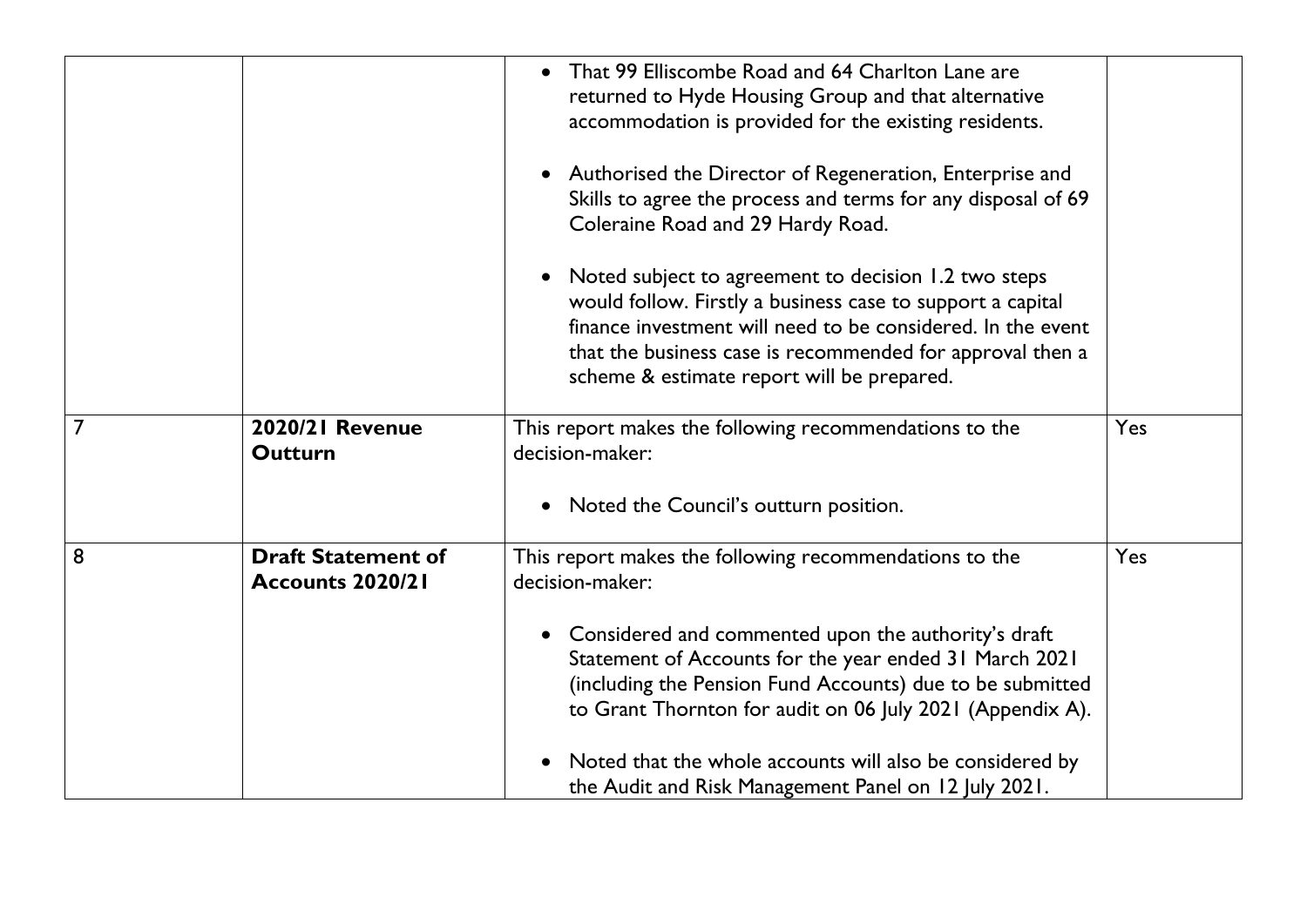| | | | |
|---|---|---|---|
| | | • That 99 Elliscombe Road and 64 Charlton Lane are returned to Hyde Housing Group and that alternative accommodation is provided for the existing residents.<br><br>• Authorised the Director of Regeneration, Enterprise and Skills to agree the process and terms for any disposal of 69 Coleraine Road and 29 Hardy Road.<br><br>• Noted subject to agreement to decision 1.2 two steps would follow. Firstly a business case to support a capital finance investment will need to be considered. In the event that the business case is recommended for approval then a scheme & estimate report will be prepared. | |
| 7 | **2020/21 Revenue Outturn** | This report makes the following recommendations to the decision-maker:<br><br>• Noted the Council's outturn position. | Yes |
| 8 | **Draft Statement of Accounts 2020/21** | This report makes the following recommendations to the decision-maker:<br><br>• Considered and commented upon the authority's draft Statement of Accounts for the year ended 31 March 2021 (including the Pension Fund Accounts) due to be submitted to Grant Thornton for audit on 06 July 2021 (Appendix A).<br><br>• Noted that the whole accounts will also be considered by the Audit and Risk Management Panel on 12 July 2021. | Yes |